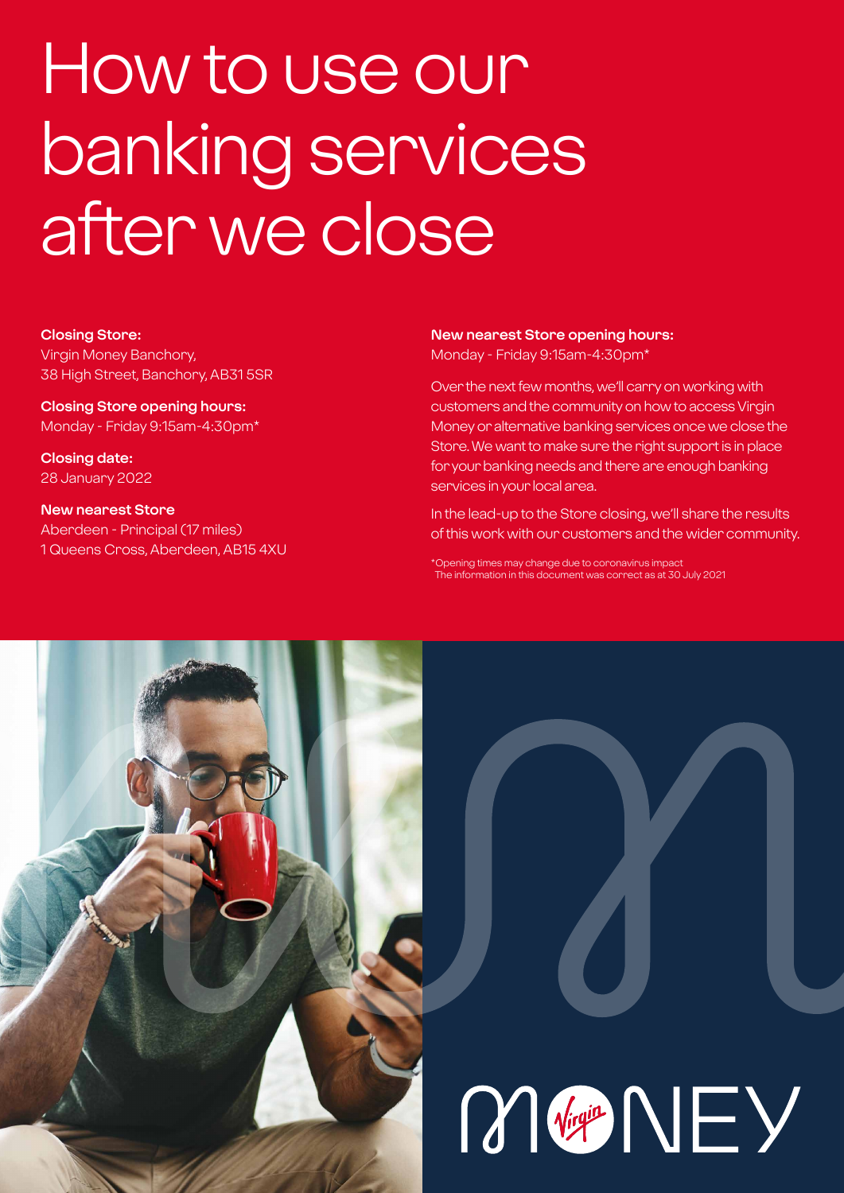# How to use our banking services after we close

**Closing Store:**
Virgin Money Banchory,
38 High Street, Banchory, AB31 5SR

**Closing Store opening hours:**
Monday - Friday 9:15am-4:30pm*

**Closing date:**
28 January 2022

**New nearest Store**
Aberdeen - Principal (17 miles)
1 Queens Cross, Aberdeen, AB15 4XU

**New nearest Store opening hours:**
Monday - Friday 9:15am-4:30pm*

Over the next few months, we'll carry on working with customers and the community on how to access Virgin Money or alternative banking services once we close the Store. We want to make sure the right support is in place for your banking needs and there are enough banking services in your local area.

In the lead-up to the Store closing, we'll share the results of this work with our customers and the wider community.

*Opening times may change due to coronavirus impact
The information in this document was correct as at 30 July 2021

MONEY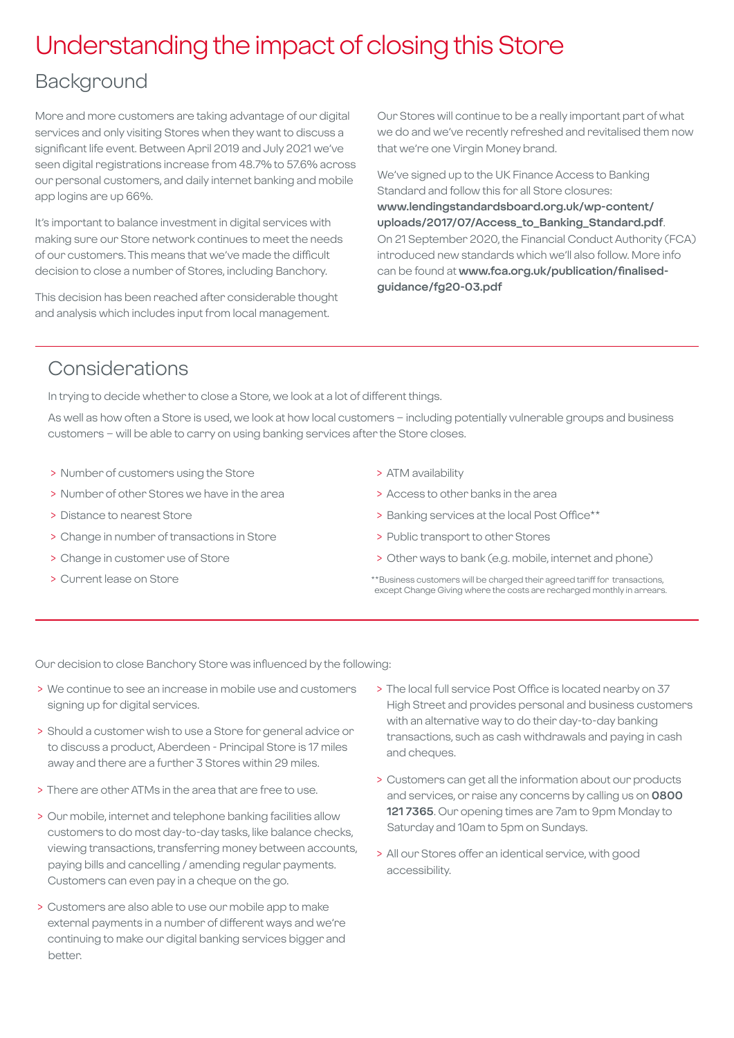# Understanding the impact of closing this Store

## Background

More and more customers are taking advantage of our digital services and only visiting Stores when they want to discuss a significant life event. Between April 2019 and July 2021 we've seen digital registrations increase from 48.7% to 57.6% across our personal customers, and daily internet banking and mobile app logins are up 66%.

It's important to balance investment in digital services with making sure our Store network continues to meet the needs of our customers. This means that we've made the difficult decision to close a number of Stores, including Banchory.

This decision has been reached after considerable thought and analysis which includes input from local management.

Our Stores will continue to be a really important part of what we do and we've recently refreshed and revitalised them now that we're one Virgin Money brand.

We've signed up to the UK Finance Access to Banking Standard and follow this for all Store closures: **www.lendingstandardsboard.org.uk/wp-content/uploads/2017/07/Access_to_Banking_Standard.pdf**. On 21 September 2020, the Financial Conduct Authority (FCA) introduced new standards which we'll also follow. More info can be found at **www.fca.org.uk/publication/finalised-guidance/fg20-03.pdf**

## Considerations

In trying to decide whether to close a Store, we look at a lot of different things.

As well as how often a Store is used, we look at how local customers – including potentially vulnerable groups and business customers – will be able to carry on using banking services after the Store closes.

- Number of customers using the Store
- Number of other Stores we have in the area
- Distance to nearest Store
- Change in number of transactions in Store
- Change in customer use of Store
- Current lease on Store
- ATM availability
- Access to other banks in the area
- Banking services at the local Post Office**
- Public transport to other Stores
- Other ways to bank (e.g. mobile, internet and phone)

**Business customers will be charged their agreed tariff for transactions, except Change Giving where the costs are recharged monthly in arrears.

Our decision to close Banchory Store was influenced by the following:

- We continue to see an increase in mobile use and customers signing up for digital services.
- Should a customer wish to use a Store for general advice or to discuss a product, Aberdeen - Principal Store is 17 miles away and there are a further 3 Stores within 29 miles.
- There are other ATMs in the area that are free to use.
- Our mobile, internet and telephone banking facilities allow customers to do most day-to-day tasks, like balance checks, viewing transactions, transferring money between accounts, paying bills and cancelling / amending regular payments. Customers can even pay in a cheque on the go.
- Customers are also able to use our mobile app to make external payments in a number of different ways and we're continuing to make our digital banking services bigger and better.
- The local full service Post Office is located nearby on 37 High Street and provides personal and business customers with an alternative way to do their day-to-day banking transactions, such as cash withdrawals and paying in cash and cheques.
- Customers can get all the information about our products and services, or raise any concerns by calling us on **0800 121 7365**. Our opening times are 7am to 9pm Monday to Saturday and 10am to 5pm on Sundays.
- All our Stores offer an identical service, with good accessibility.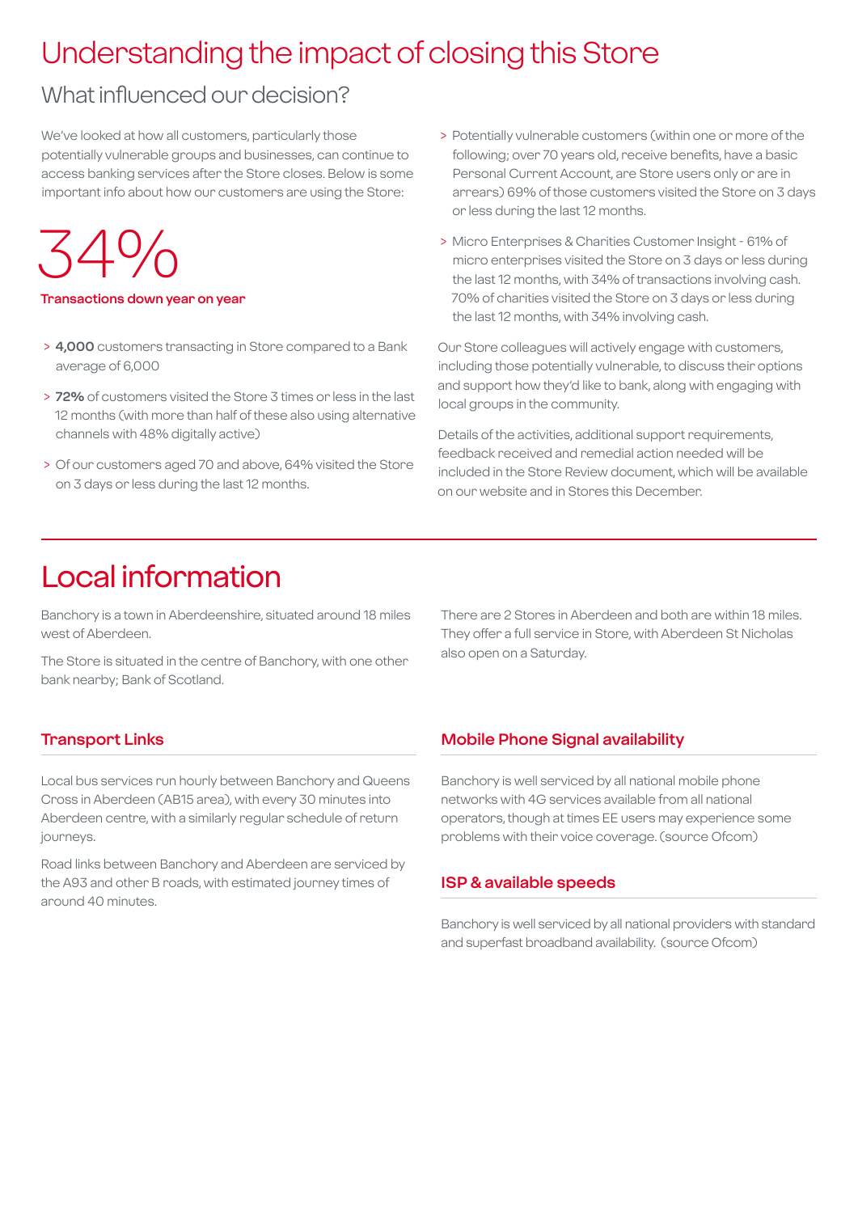# Understanding the impact of closing this Store

## What influenced our decision?

We've looked at how all customers, particularly those potentially vulnerable groups and businesses, can continue to access banking services after the Store closes. Below is some important info about how our customers are using the Store:

34%

**Transactions down year on year**

- **4,000** customers transacting in Store compared to a Bank average of 6,000
- **72%** of customers visited the Store 3 times or less in the last 12 months (with more than half of these also using alternative channels with 48% digitally active)
- Of our customers aged 70 and above, 64% visited the Store on 3 days or less during the last 12 months.
- Potentially vulnerable customers (within one or more of the following; over 70 years old, receive benefits, have a basic Personal Current Account, are Store users only or are in arrears) 69% of those customers visited the Store on 3 days or less during the last 12 months.
- Micro Enterprises & Charities Customer Insight - 61% of micro enterprises visited the Store on 3 days or less during the last 12 months, with 34% of transactions involving cash. 70% of charities visited the Store on 3 days or less during the last 12 months, with 34% involving cash.

Our Store colleagues will actively engage with customers, including those potentially vulnerable, to discuss their options and support how they'd like to bank, along with engaging with local groups in the community.

Details of the activities, additional support requirements, feedback received and remedial action needed will be included in the Store Review document, which will be available on our website and in Stores this December.

# Local information

Banchory is a town in Aberdeenshire, situated around 18 miles west of Aberdeen.

The Store is situated in the centre of Banchory, with one other bank nearby; Bank of Scotland.

There are 2 Stores in Aberdeen and both are within 18 miles. They offer a full service in Store, with Aberdeen St Nicholas also open on a Saturday.

### Transport Links

Local bus services run hourly between Banchory and Queens Cross in Aberdeen (AB15 area), with every 30 minutes into Aberdeen centre, with a similarly regular schedule of return journeys.

Road links between Banchory and Aberdeen are serviced by the A93 and other B roads, with estimated journey times of around 40 minutes.

### Mobile Phone Signal availability

Banchory is well serviced by all national mobile phone networks with 4G services available from all national operators, though at times EE users may experience some problems with their voice coverage. (source Ofcom)

### ISP & available speeds

Banchory is well serviced by all national providers with standard and superfast broadband availability. (source Ofcom)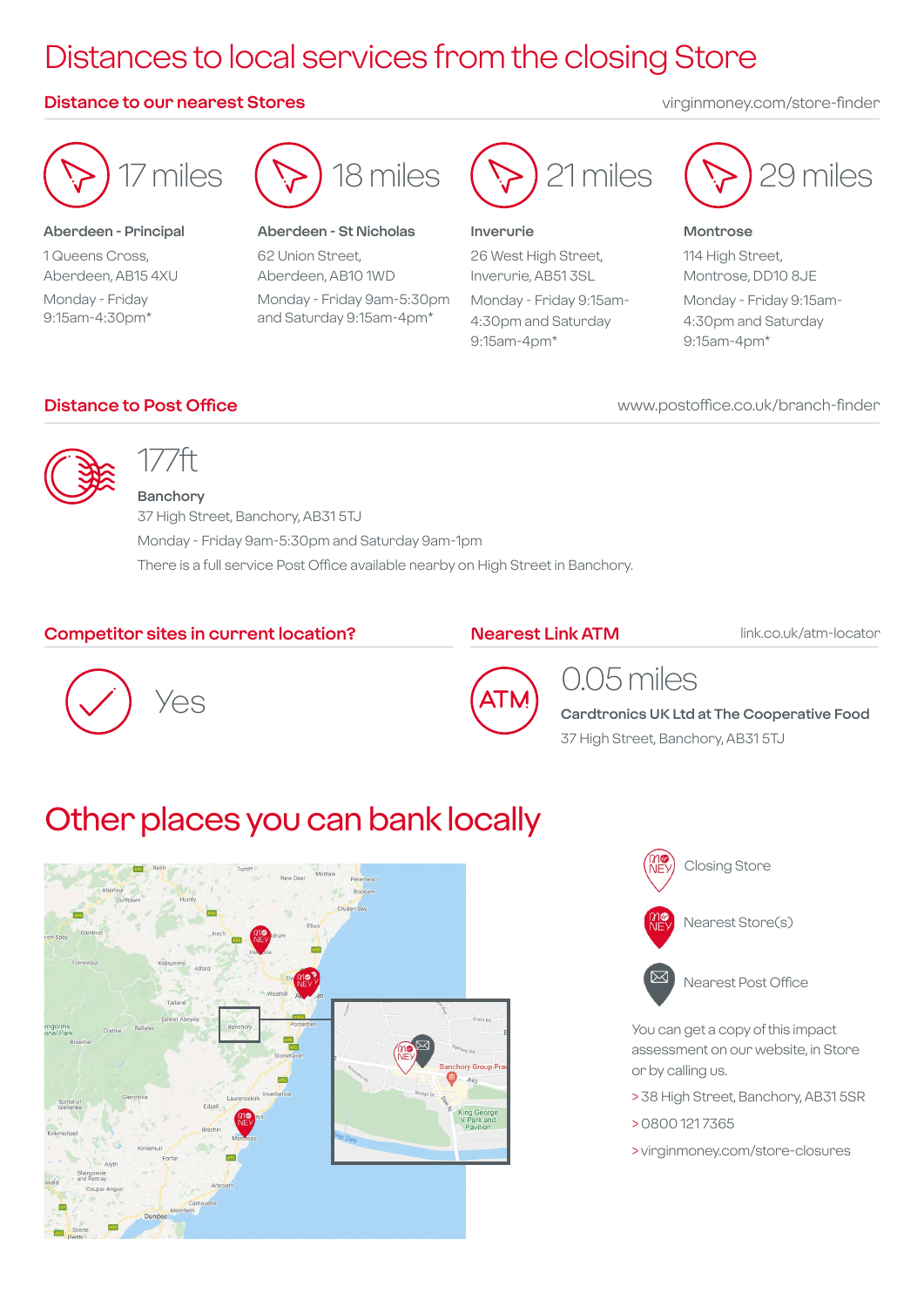# Distances to local services from the closing Store

## Distance to our nearest Stores

virginmoney.com/store-finder

17 miles

**Aberdeen - Principal**

1 Queens Cross,
Aberdeen, AB15 4XU

Monday - Friday
9:15am-4:30pm*

18 miles

**Aberdeen - St Nicholas**

62 Union Street,
Aberdeen, AB10 1WD

Monday - Friday 9am-5:30pm and Saturday 9:15am-4pm*

21 miles

**Inverurie**

26 West High Street,
Inverurie, AB51 3SL

Monday - Friday 9:15am-4:30pm and Saturday 9:15am-4pm*

29 miles

**Montrose**

114 High Street,
Montrose, DD10 8JE

Monday - Friday 9:15am-4:30pm and Saturday 9:15am-4pm*

## Distance to Post Office

www.postoffice.co.uk/branch-finder

177ft

**Banchory**

37 High Street, Banchory, AB31 5TJ

Monday - Friday 9am-5:30pm and Saturday 9am-1pm

There is a full service Post Office available nearby on High Street in Banchory.

## Competitor sites in current location?

Yes

## Nearest Link ATM

link.co.uk/atm-locator

0.05 miles

**Cardtronics UK Ltd at The Cooperative Food**

37 High Street, Banchory, AB31 5TJ

# Other places you can bank locally

Closing Store

Nearest Store(s)

Nearest Post Office

You can get a copy of this impact assessment on our website, in Store or by calling us.

> 38 High Street, Banchory, AB31 5SR

> 0800 121 7365

> virginmoney.com/store-closures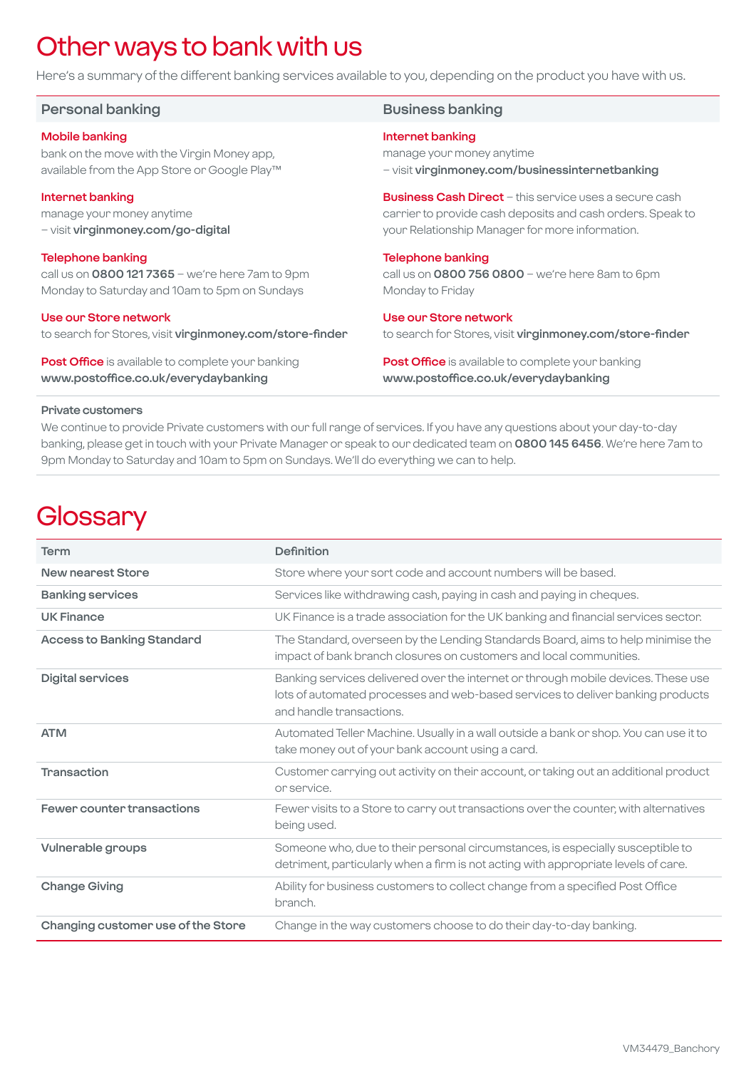# Other ways to bank with us

Here's a summary of the different banking services available to you, depending on the product you have with us.

## Personal banking

**Mobile banking**
bank on the move with the Virgin Money app, available from the App Store or Google Play™

**Internet banking**
manage your money anytime
– visit **virginmoney.com/go-digital**

**Telephone banking**
call us on **0800 121 7365** – we're here 7am to 9pm Monday to Saturday and 10am to 5pm on Sundays

**Use our Store network**
to search for Stores, visit **virginmoney.com/store-finder**

**Post Office** is available to complete your banking
**www.postoffice.co.uk/everydaybanking**

## Business banking

**Internet banking**
manage your money anytime
– visit **virginmoney.com/businessinternetbanking**

**Business Cash Direct** – this service uses a secure cash carrier to provide cash deposits and cash orders. Speak to your Relationship Manager for more information.

**Telephone banking**
call us on **0800 756 0800** – we're here 8am to 6pm Monday to Friday

**Use our Store network**
to search for Stores, visit **virginmoney.com/store-finder**

**Post Office** is available to complete your banking
**www.postoffice.co.uk/everydaybanking**

**Private customers**
We continue to provide Private customers with our full range of services. If you have any questions about your day-to-day banking, please get in touch with your Private Manager or speak to our dedicated team on **0800 145 6456**. We're here 7am to 9pm Monday to Saturday and 10am to 5pm on Sundays. We'll do everything we can to help.

# Glossary

| Term | Definition |
|---|---|
| New nearest Store | Store where your sort code and account numbers will be based. |
| Banking services | Services like withdrawing cash, paying in cash and paying in cheques. |
| UK Finance | UK Finance is a trade association for the UK banking and financial services sector. |
| Access to Banking Standard | The Standard, overseen by the Lending Standards Board, aims to help minimise the impact of bank branch closures on customers and local communities. |
| Digital services | Banking services delivered over the internet or through mobile devices. These use lots of automated processes and web-based services to deliver banking products and handle transactions. |
| ATM | Automated Teller Machine. Usually in a wall outside a bank or shop. You can use it to take money out of your bank account using a card. |
| Transaction | Customer carrying out activity on their account, or taking out an additional product or service. |
| Fewer counter transactions | Fewer visits to a Store to carry out transactions over the counter, with alternatives being used. |
| Vulnerable groups | Someone who, due to their personal circumstances, is especially susceptible to detriment, particularly when a firm is not acting with appropriate levels of care. |
| Change Giving | Ability for business customers to collect change from a specified Post Office branch. |
| Changing customer use of the Store | Change in the way customers choose to do their day-to-day banking. |

VM34479_Banchory